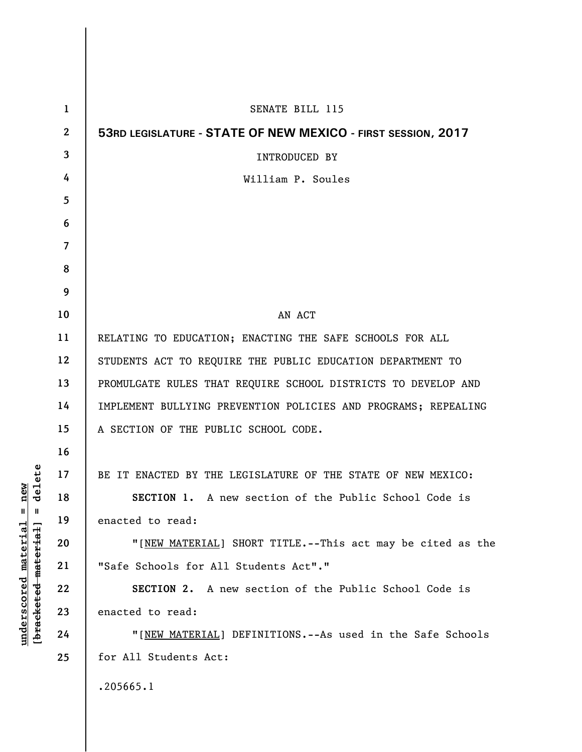SENATE BILL 115

**53RD LEGISLATURE - STATE OF NEW MEXICO - FIRST SESSION, 2017**

INTRODUCED BY

William P. Soules

AN ACT

RELATING TO EDUCATION; ENACTING THE SAFE SCHOOLS FOR ALL STUDENTS ACT TO REQUIRE THE PUBLIC EDUCATION DEPARTMENT TO PROMULGATE RULES THAT REQUIRE SCHOOL DISTRICTS TO DEVELOP AND IMPLEMENT BULLYING PREVENTION POLICIES AND PROGRAMS; REPEALING A SECTION OF THE PUBLIC SCHOOL CODE.

BE IT ENACTED BY THE LEGISLATURE OF THE STATE OF NEW MEXICO:

**SECTION 1.** A new section of the Public School Code is enacted to read:

"[<u>NEW MATERIAL</u>] SHORT TITLE.--This act may be cited as the "Safe Schools for All Students Act"."

**SECTION 2.** A new section of the Public School Code is enacted to read:

"[<u>NEW MATERIAL</u>] DEFINITIONS.--As used in the Safe Schools for All Students Act:

.205665.1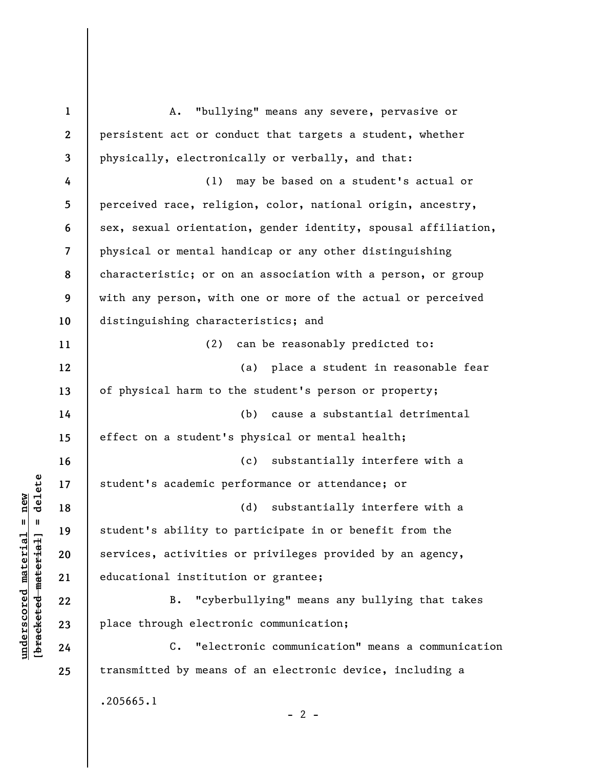A. "bullying" means any severe, pervasive or persistent act or conduct that targets a student, whether physically, electronically or verbally, and that:

(1) may be based on a student's actual or perceived race, religion, color, national origin, ancestry, sex, sexual orientation, gender identity, spousal affiliation, physical or mental handicap or any other distinguishing characteristic; or on an association with a person, or group with any person, with one or more of the actual or perceived distinguishing characteristics; and

(2) can be reasonably predicted to:

(a) place a student in reasonable fear of physical harm to the student's person or property;

(b) cause a substantial detrimental effect on a student's physical or mental health;

(c) substantially interfere with a student's academic performance or attendance; or

(d) substantially interfere with a student's ability to participate in or benefit from the services, activities or privileges provided by an agency, educational institution or grantee;

B. "cyberbullying" means any bullying that takes place through electronic communication;

C. "electronic communication" means a communication transmitted by means of an electronic device, including a

.205665.1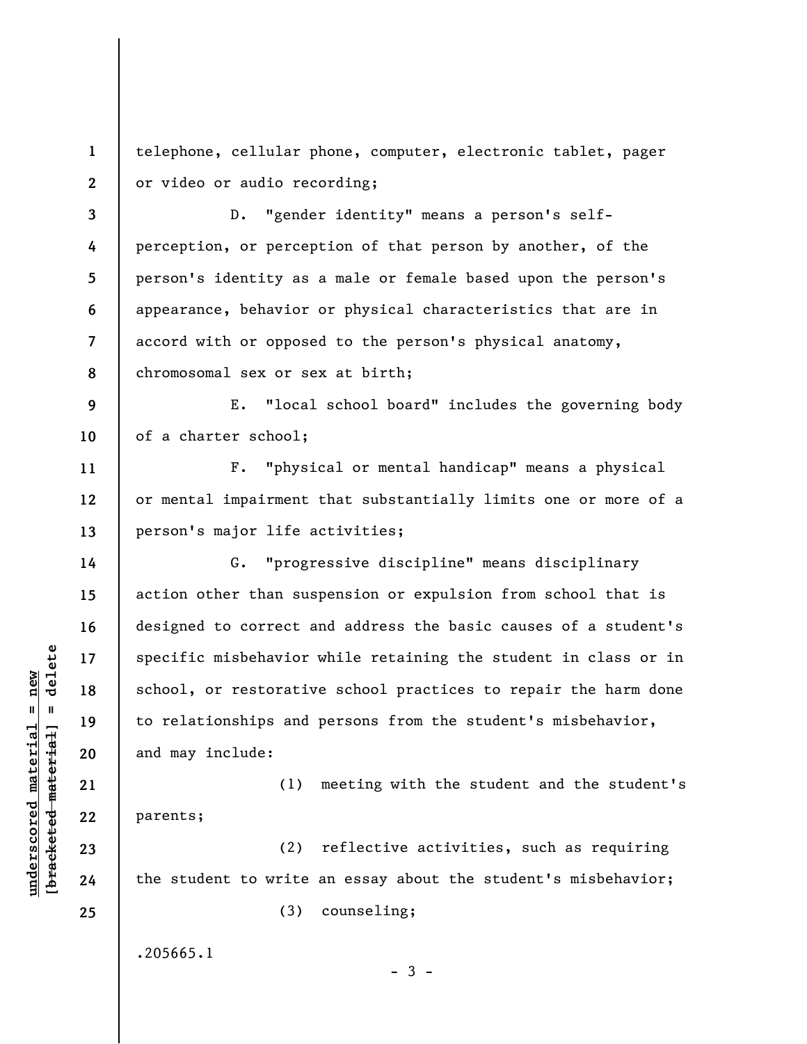telephone, cellular phone, computer, electronic tablet, pager or video or audio recording;

D. "gender identity" means a person's self-perception, or perception of that person by another, of the person's identity as a male or female based upon the person's appearance, behavior or physical characteristics that are in accord with or opposed to the person's physical anatomy, chromosomal sex or sex at birth;

E. "local school board" includes the governing body of a charter school;

F. "physical or mental handicap" means a physical or mental impairment that substantially limits one or more of a person's major life activities;

G. "progressive discipline" means disciplinary action other than suspension or expulsion from school that is designed to correct and address the basic causes of a student's specific misbehavior while retaining the student in class or in school, or restorative school practices to repair the harm done to relationships and persons from the student's misbehavior, and may include:

(1) meeting with the student and the student's parents;

(2) reflective activities, such as requiring the student to write an essay about the student's misbehavior;

(3) counseling;

.205665.1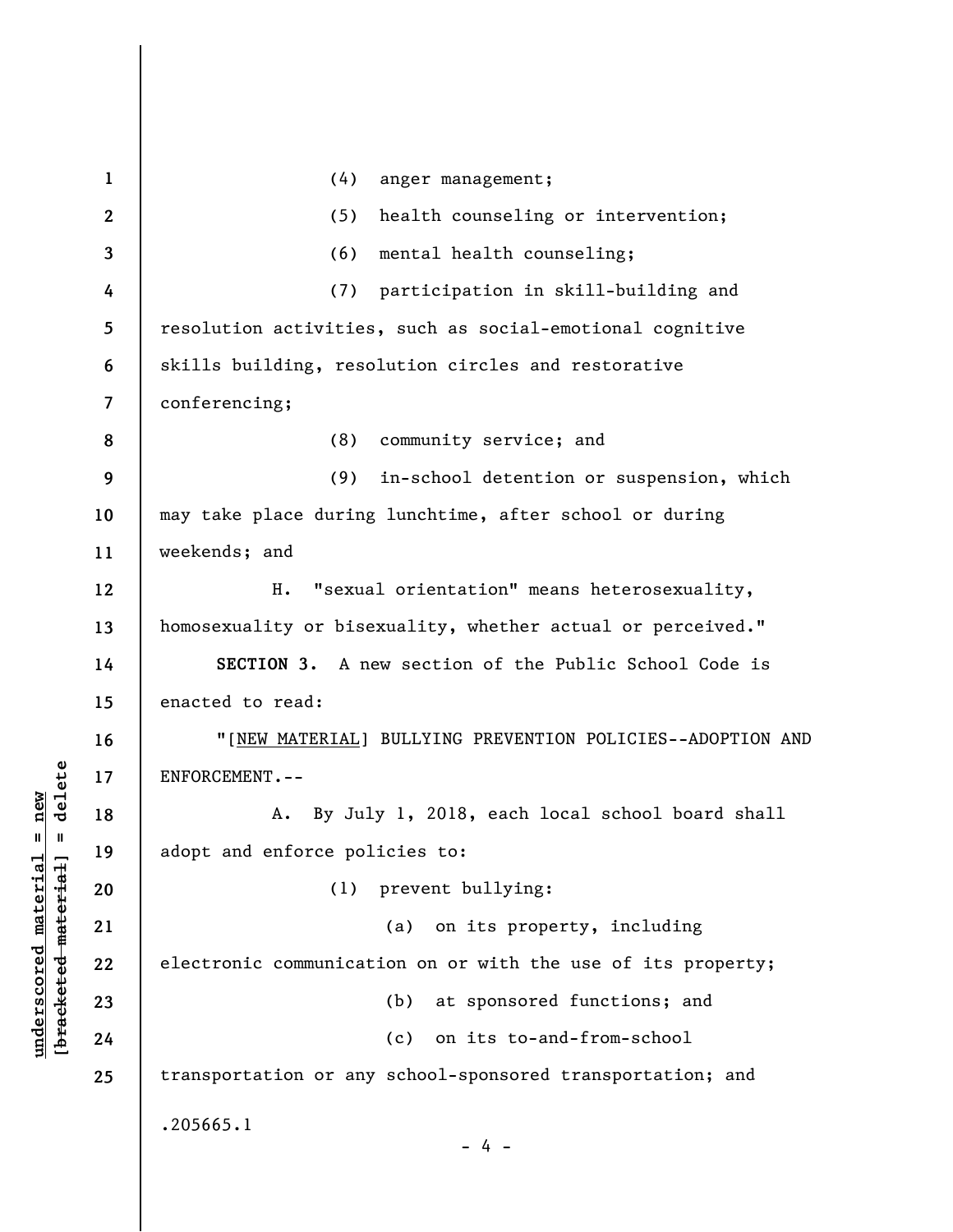(4) anger management;

(5) health counseling or intervention;

(6) mental health counseling;

(7) participation in skill-building and resolution activities, such as social-emotional cognitive skills building, resolution circles and restorative conferencing;

(8) community service; and

(9) in-school detention or suspension, which may take place during lunchtime, after school or during weekends; and

H. "sexual orientation" means heterosexuality, homosexuality or bisexuality, whether actual or perceived."

**SECTION 3.** A new section of the Public School Code is enacted to read:

"[NEW MATERIAL] BULLYING PREVENTION POLICIES--ADOPTION AND ENFORCEMENT.--

A. By July 1, 2018, each local school board shall adopt and enforce policies to:

(1) prevent bullying:

(a) on its property, including electronic communication on or with the use of its property;

(b) at sponsored functions; and

(c) on its to-and-from-school transportation or any school-sponsored transportation; and

.205665.1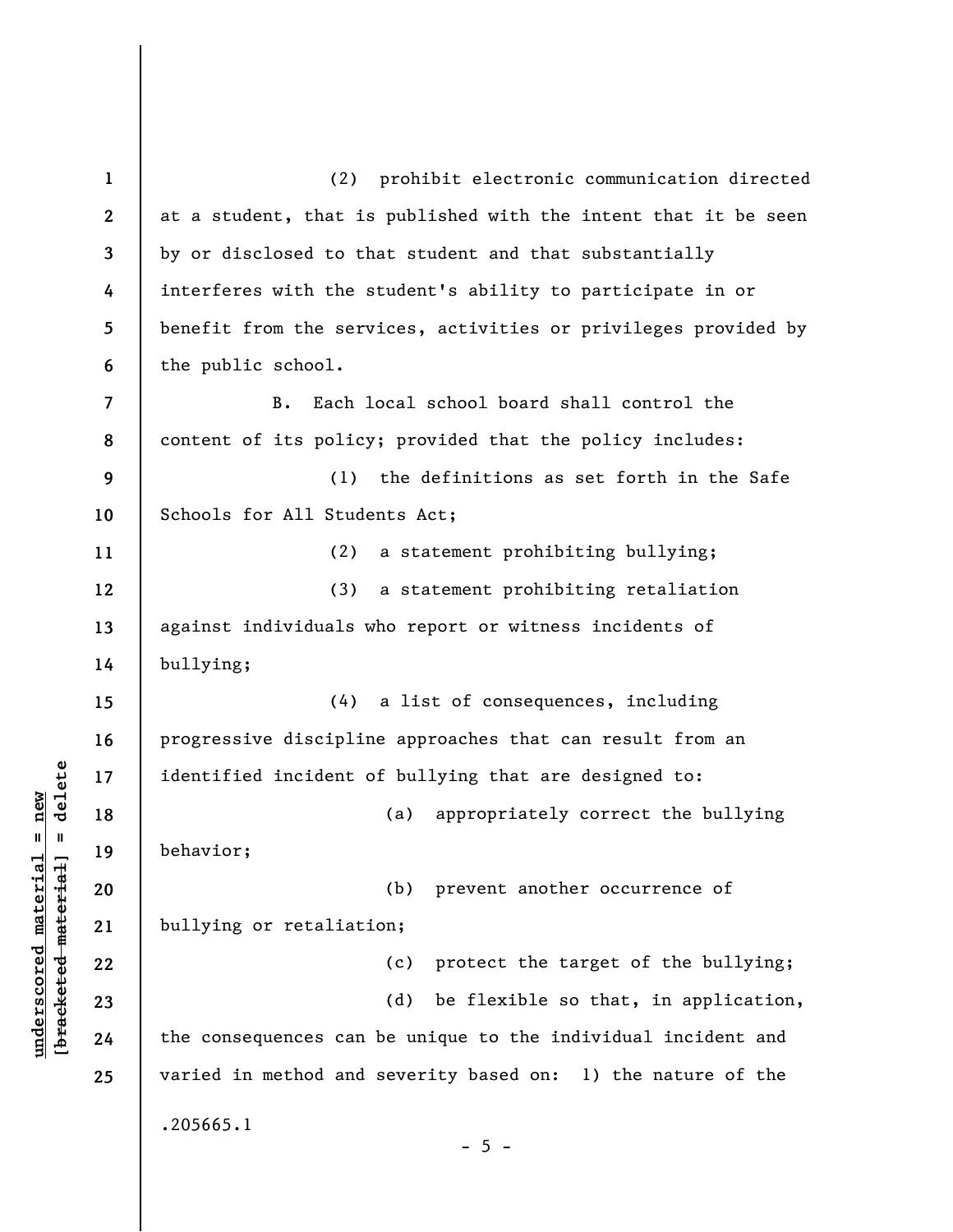(2) prohibit electronic communication directed at a student, that is published with the intent that it be seen by or disclosed to that student and that substantially interferes with the student's ability to participate in or benefit from the services, activities or privileges provided by the public school.

B. Each local school board shall control the content of its policy; provided that the policy includes:

(1) the definitions as set forth in the Safe Schools for All Students Act;

(2) a statement prohibiting bullying;

(3) a statement prohibiting retaliation against individuals who report or witness incidents of bullying;

(4) a list of consequences, including progressive discipline approaches that can result from an identified incident of bullying that are designed to:

(a) appropriately correct the bullying behavior;

(b) prevent another occurrence of bullying or retaliation;

(c) protect the target of the bullying;

(d) be flexible so that, in application, the consequences can be unique to the individual incident and varied in method and severity based on: 1) the nature of the

.205665.1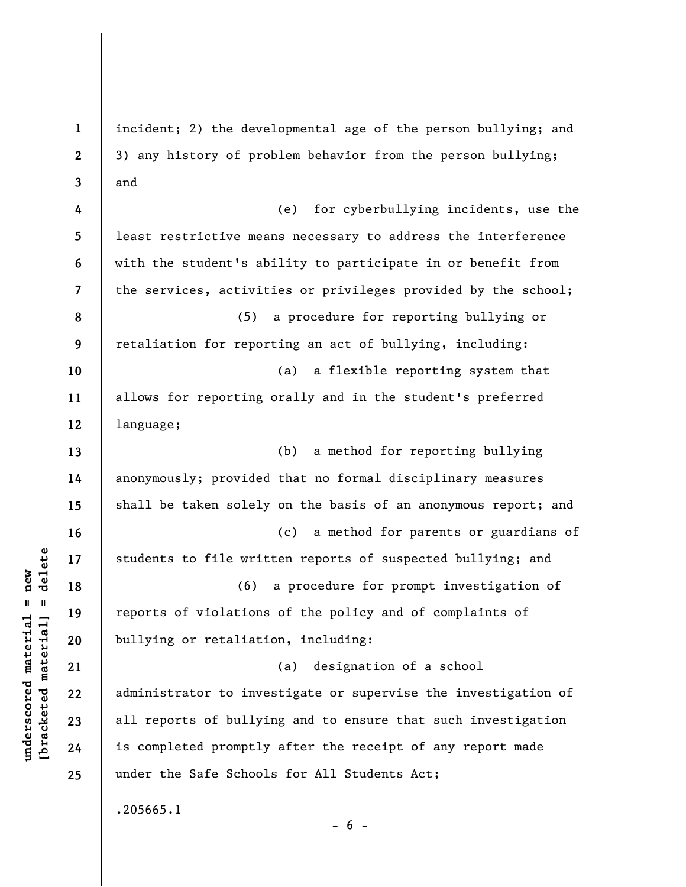incident; 2) the developmental age of the person bullying; and 3) any history of problem behavior from the person bullying; and

(e) for cyberbullying incidents, use the least restrictive means necessary to address the interference with the student's ability to participate in or benefit from the services, activities or privileges provided by the school;

(5) a procedure for reporting bullying or retaliation for reporting an act of bullying, including:

(a) a flexible reporting system that allows for reporting orally and in the student's preferred language;

(b) a method for reporting bullying anonymously; provided that no formal disciplinary measures shall be taken solely on the basis of an anonymous report; and

(c) a method for parents or guardians of students to file written reports of suspected bullying; and

(6) a procedure for prompt investigation of reports of violations of the policy and of complaints of bullying or retaliation, including:

(a) designation of a school administrator to investigate or supervise the investigation of all reports of bullying and to ensure that such investigation is completed promptly after the receipt of any report made under the Safe Schools for All Students Act;

.205665.1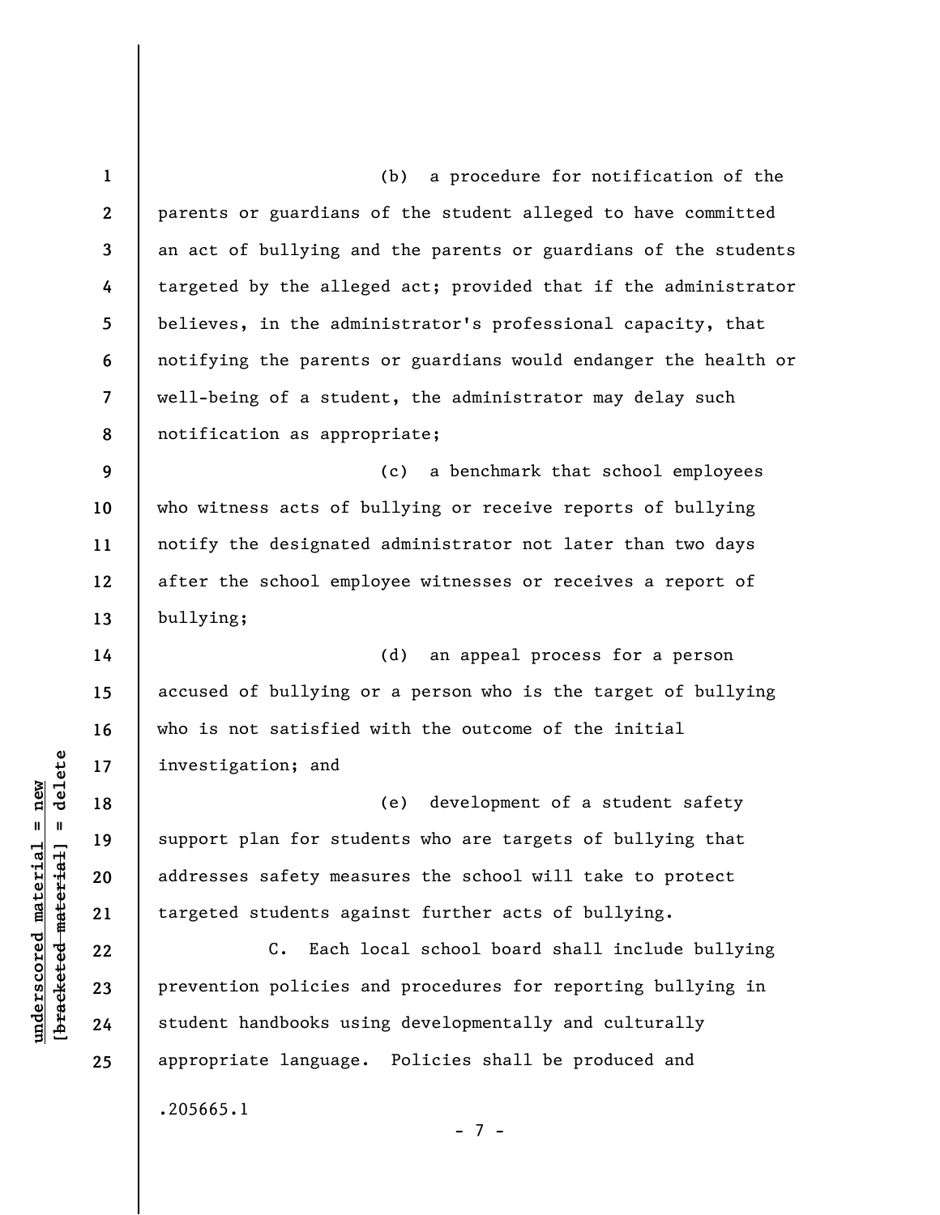(b) a procedure for notification of the parents or guardians of the student alleged to have committed an act of bullying and the parents or guardians of the students targeted by the alleged act; provided that if the administrator believes, in the administrator's professional capacity, that notifying the parents or guardians would endanger the health or well-being of a student, the administrator may delay such notification as appropriate;

(c) a benchmark that school employees who witness acts of bullying or receive reports of bullying notify the designated administrator not later than two days after the school employee witnesses or receives a report of bullying;

(d) an appeal process for a person accused of bullying or a person who is the target of bullying who is not satisfied with the outcome of the initial investigation; and

(e) development of a student safety support plan for students who are targets of bullying that addresses safety measures the school will take to protect targeted students against further acts of bullying.

C. Each local school board shall include bullying prevention policies and procedures for reporting bullying in student handbooks using developmentally and culturally appropriate language. Policies shall be produced and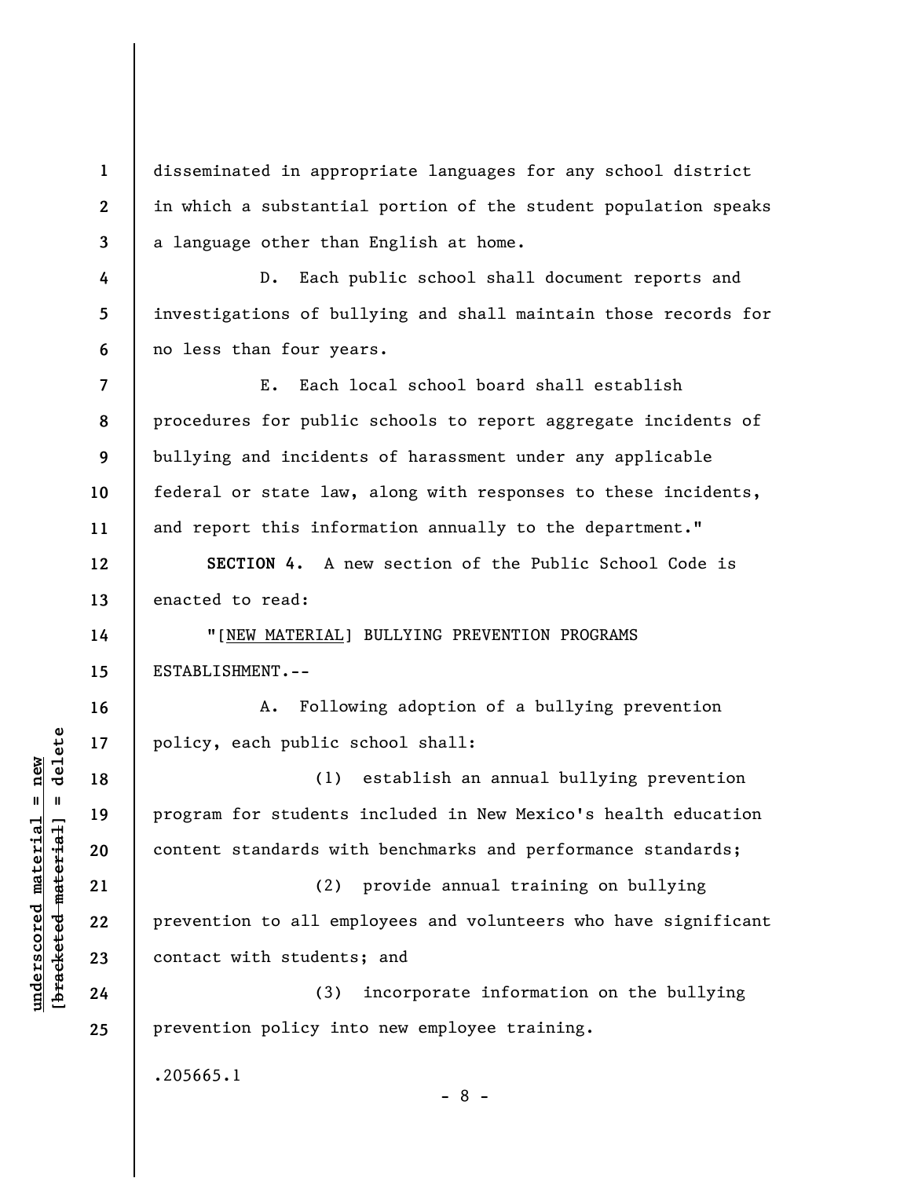disseminated in appropriate languages for any school district in which a substantial portion of the student population speaks a language other than English at home.

D. Each public school shall document reports and investigations of bullying and shall maintain those records for no less than four years.

E. Each local school board shall establish procedures for public schools to report aggregate incidents of bullying and incidents of harassment under any applicable federal or state law, along with responses to these incidents, and report this information annually to the department."

**SECTION 4.** A new section of the Public School Code is enacted to read:

"[NEW MATERIAL] BULLYING PREVENTION PROGRAMS ESTABLISHMENT.--

A. Following adoption of a bullying prevention policy, each public school shall:

(1) establish an annual bullying prevention program for students included in New Mexico's health education content standards with benchmarks and performance standards;

(2) provide annual training on bullying prevention to all employees and volunteers who have significant contact with students; and

(3) incorporate information on the bullying prevention policy into new employee training.

.205665.1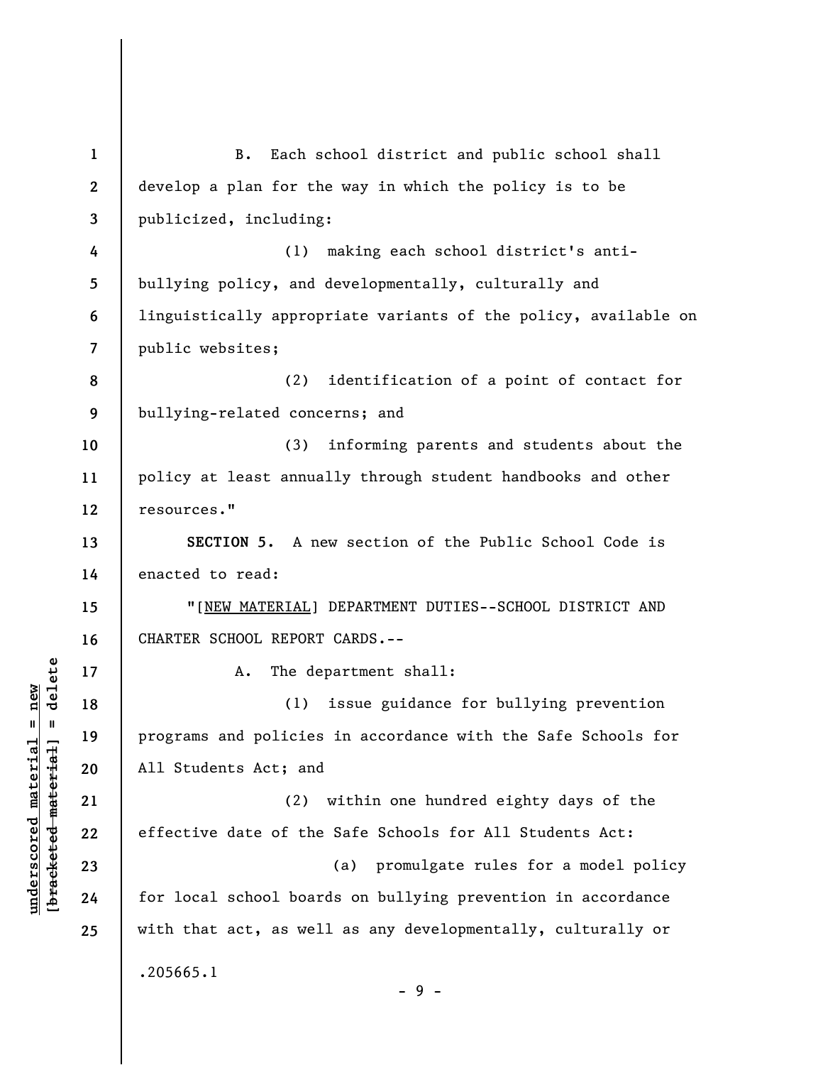B. Each school district and public school shall develop a plan for the way in which the policy is to be publicized, including:

(1) making each school district's anti-bullying policy, and developmentally, culturally and linguistically appropriate variants of the policy, available on public websites;

(2) identification of a point of contact for bullying-related concerns; and

(3) informing parents and students about the policy at least annually through student handbooks and other resources."

**SECTION 5.** A new section of the Public School Code is enacted to read:

"[NEW MATERIAL] DEPARTMENT DUTIES--SCHOOL DISTRICT AND CHARTER SCHOOL REPORT CARDS.--

A. The department shall:

(1) issue guidance for bullying prevention programs and policies in accordance with the Safe Schools for All Students Act; and

(2) within one hundred eighty days of the effective date of the Safe Schools for All Students Act:

(a) promulgate rules for a model policy for local school boards on bullying prevention in accordance with that act, as well as any developmentally, culturally or

.205665.1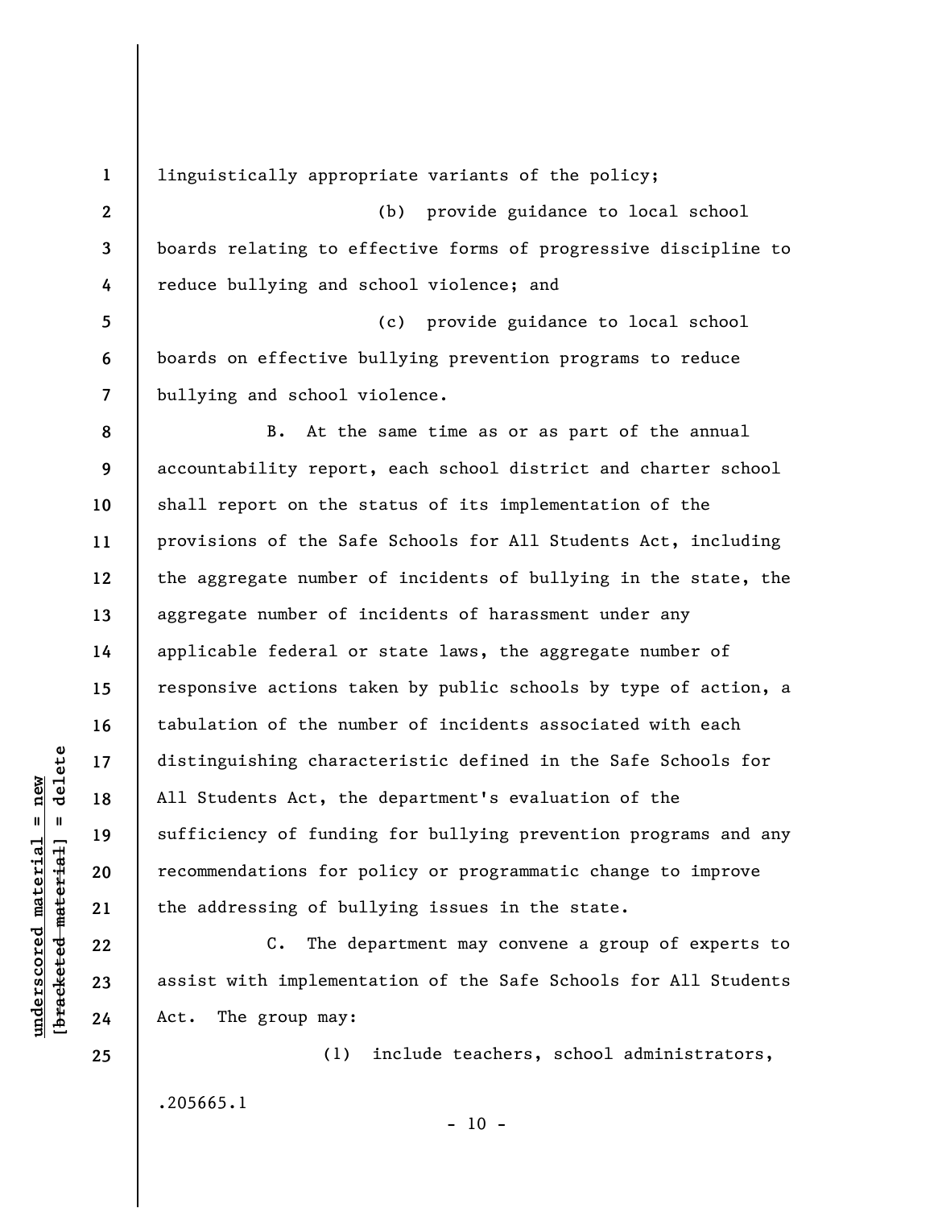linguistically appropriate variants of the policy;

(b) provide guidance to local school boards relating to effective forms of progressive discipline to reduce bullying and school violence; and

(c) provide guidance to local school boards on effective bullying prevention programs to reduce bullying and school violence.

B. At the same time as or as part of the annual accountability report, each school district and charter school shall report on the status of its implementation of the provisions of the Safe Schools for All Students Act, including the aggregate number of incidents of bullying in the state, the aggregate number of incidents of harassment under any applicable federal or state laws, the aggregate number of responsive actions taken by public schools by type of action, a tabulation of the number of incidents associated with each distinguishing characteristic defined in the Safe Schools for All Students Act, the department's evaluation of the sufficiency of funding for bullying prevention programs and any recommendations for policy or programmatic change to improve the addressing of bullying issues in the state.

C. The department may convene a group of experts to assist with implementation of the Safe Schools for All Students Act. The group may:

(1) include teachers, school administrators,

.205665.1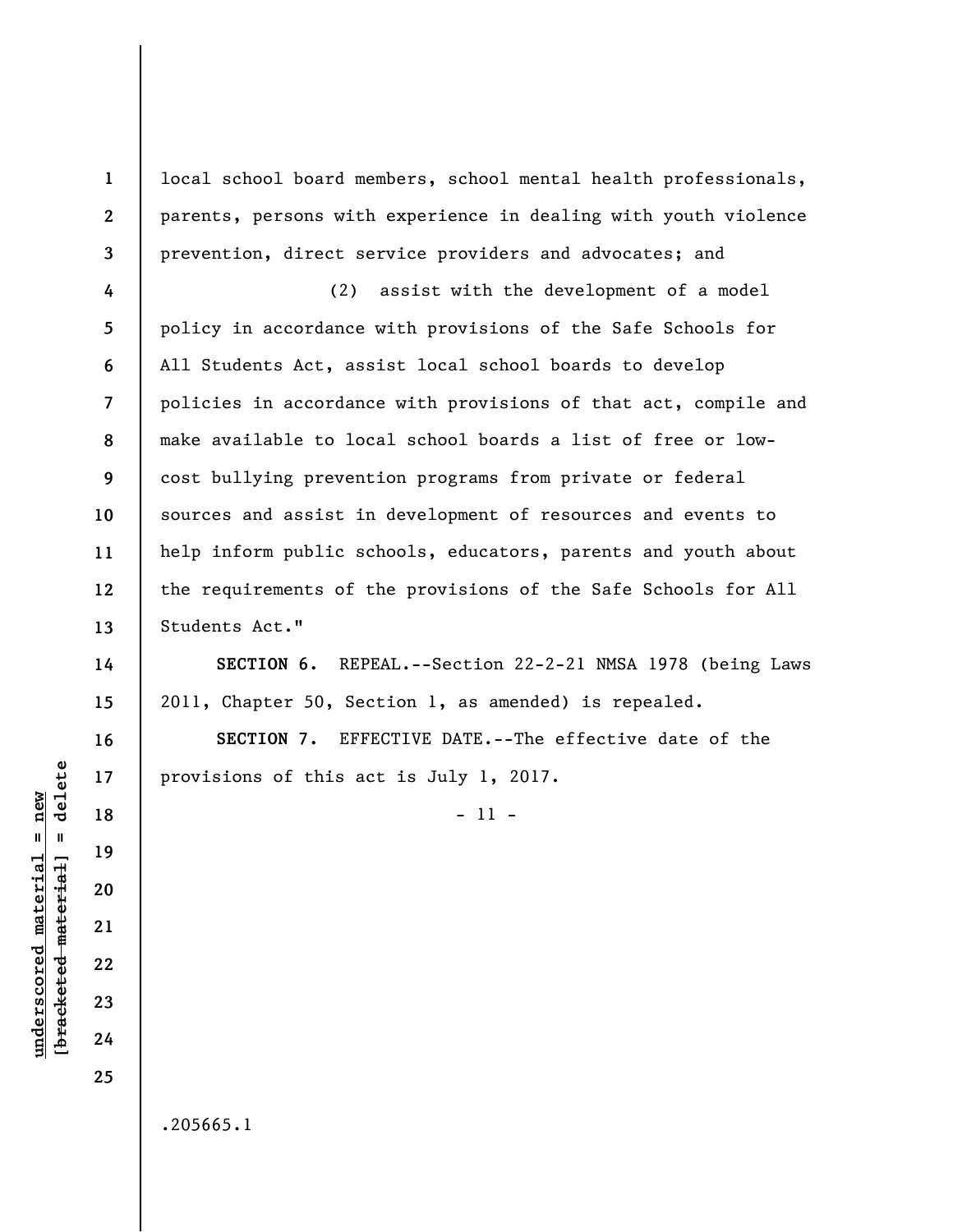local school board members, school mental health professionals, parents, persons with experience in dealing with youth violence prevention, direct service providers and advocates; and

(2) assist with the development of a model policy in accordance with provisions of the Safe Schools for All Students Act, assist local school boards to develop policies in accordance with provisions of that act, compile and make available to local school boards a list of free or low-cost bullying prevention programs from private or federal sources and assist in development of resources and events to help inform public schools, educators, parents and youth about the requirements of the provisions of the Safe Schools for All Students Act."

**SECTION 6.** REPEAL.--Section 22-2-21 NMSA 1978 (being Laws 2011, Chapter 50, Section 1, as amended) is repealed.

**SECTION 7.** EFFECTIVE DATE.--The effective date of the provisions of this act is July 1, 2017.

.205665.1